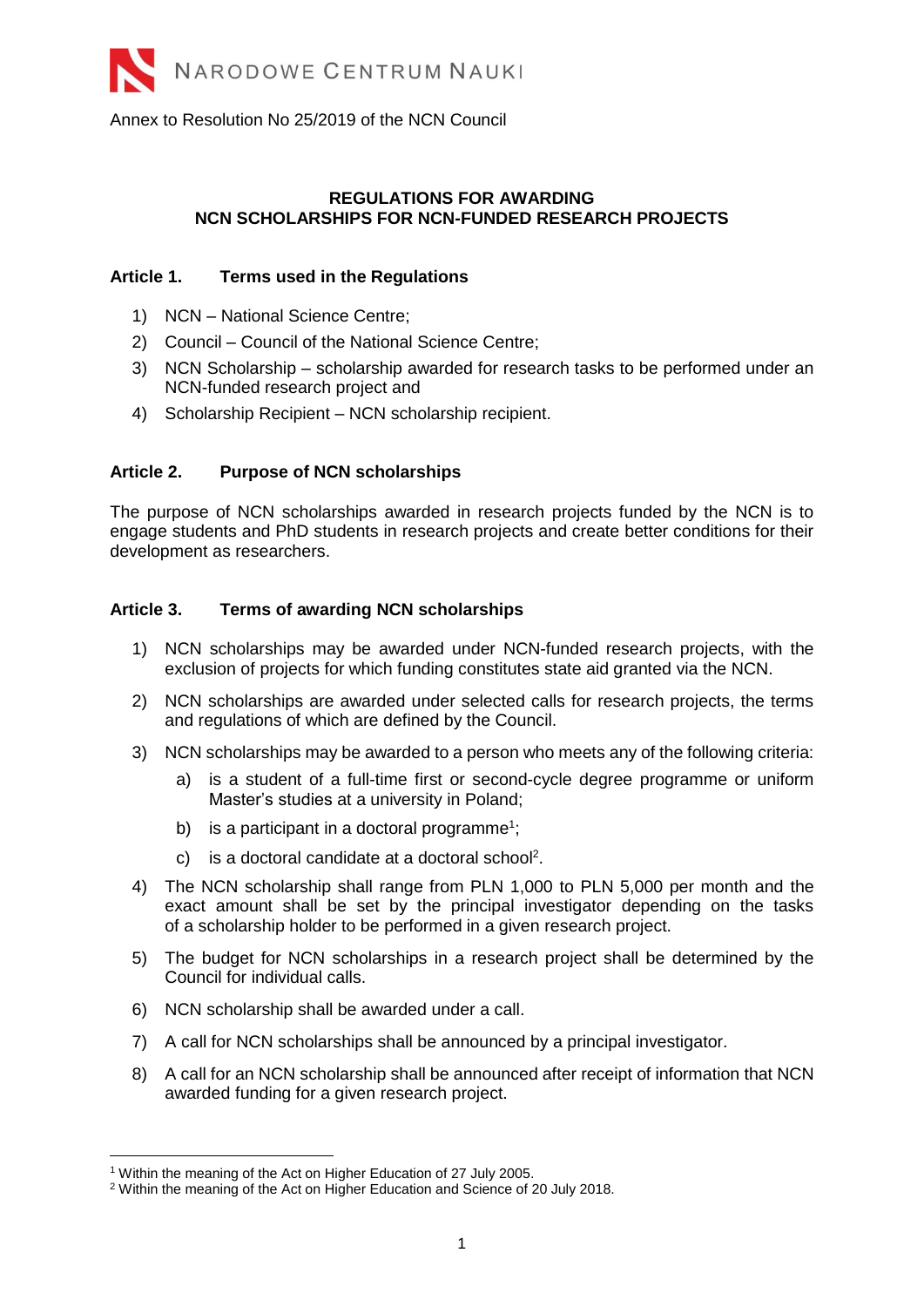NARODOWE CENTRUM NAUKI

Annex to Resolution No 25/2019 of the NCN Council

**REGULATIONS FOR AWARDING**
**NCN SCHOLARSHIPS FOR NCN-FUNDED RESEARCH PROJECTS**

### Article 1. Terms used in the Regulations

1) NCN – National Science Centre;
2) Council – Council of the National Science Centre;
3) NCN Scholarship – scholarship awarded for research tasks to be performed under an NCN-funded research project and
4) Scholarship Recipient – NCN scholarship recipient.

### Article 2. Purpose of NCN scholarships

The purpose of NCN scholarships awarded in research projects funded by the NCN is to engage students and PhD students in research projects and create better conditions for their development as researchers.

### Article 3. Terms of awarding NCN scholarships

1) NCN scholarships may be awarded under NCN-funded research projects, with the exclusion of projects for which funding constitutes state aid granted via the NCN.
2) NCN scholarships are awarded under selected calls for research projects, the terms and regulations of which are defined by the Council.
3) NCN scholarships may be awarded to a person who meets any of the following criteria:
   a) is a student of a full-time first or second-cycle degree programme or uniform Master's studies at a university in Poland;
   b) is a participant in a doctoral programme[1];
   c) is a doctoral candidate at a doctoral school[2].
4) The NCN scholarship shall range from PLN 1,000 to PLN 5,000 per month and the exact amount shall be set by the principal investigator depending on the tasks of a scholarship holder to be performed in a given research project.
5) The budget for NCN scholarships in a research project shall be determined by the Council for individual calls.
6) NCN scholarship shall be awarded under a call.
7) A call for NCN scholarships shall be announced by a principal investigator.
8) A call for an NCN scholarship shall be announced after receipt of information that NCN awarded funding for a given research project.

[1] Within the meaning of the Act on Higher Education of 27 July 2005.
[2] Within the meaning of the Act on Higher Education and Science of 20 July 2018.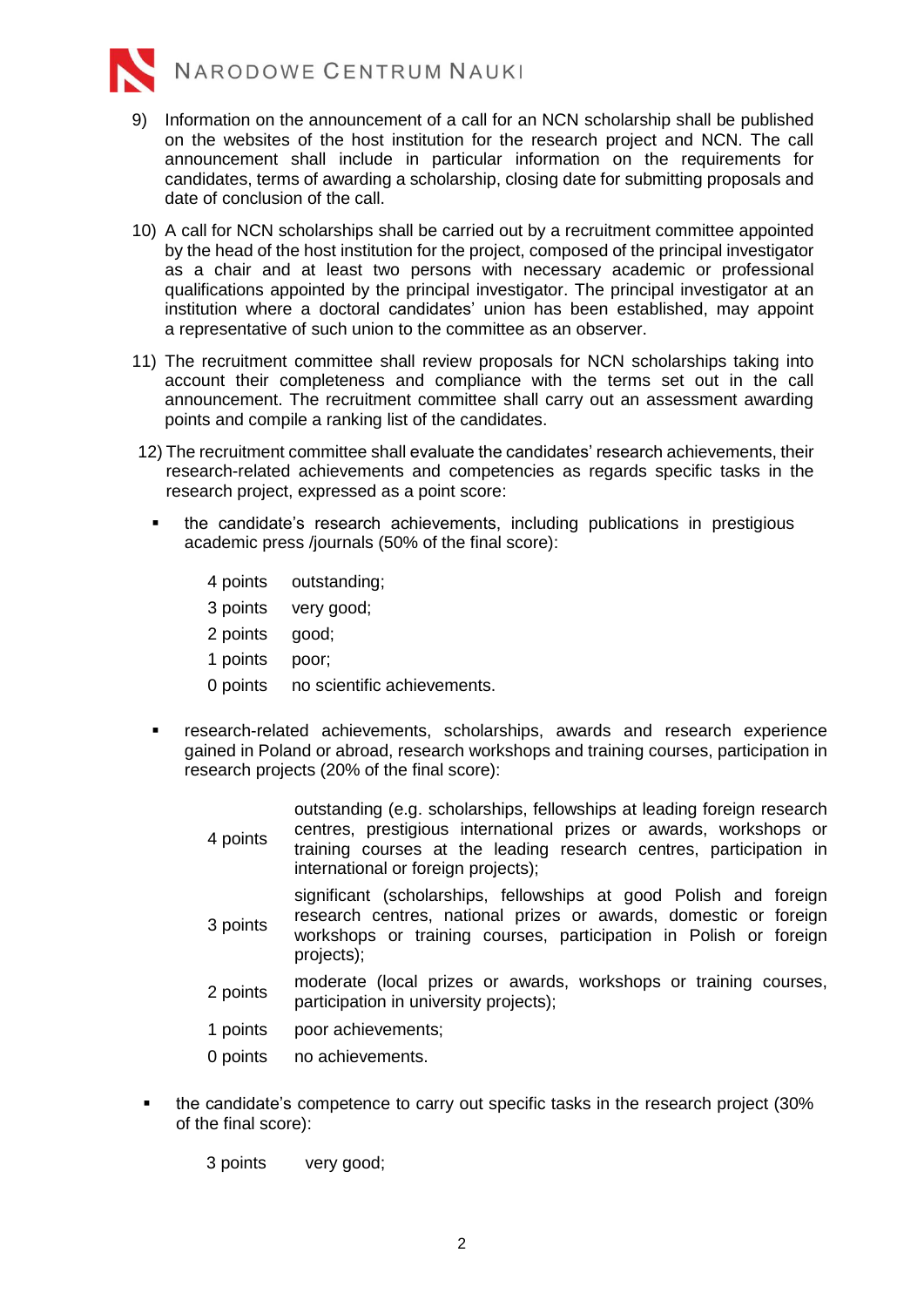9) Information on the announcement of a call for an NCN scholarship shall be published on the websites of the host institution for the research project and NCN. The call announcement shall include in particular information on the requirements for candidates, terms of awarding a scholarship, closing date for submitting proposals and date of conclusion of the call.

10) A call for NCN scholarships shall be carried out by a recruitment committee appointed by the head of the host institution for the project, composed of the principal investigator as a chair and at least two persons with necessary academic or professional qualifications appointed by the principal investigator. The principal investigator at an institution where a doctoral candidates' union has been established, may appoint a representative of such union to the committee as an observer.

11) The recruitment committee shall review proposals for NCN scholarships taking into account their completeness and compliance with the terms set out in the call announcement. The recruitment committee shall carry out an assessment awarding points and compile a ranking list of the candidates.

12) The recruitment committee shall evaluate the candidates' research achievements, their research-related achievements and competencies as regards specific tasks in the research project, expressed as a point score:

- the candidate's research achievements, including publications in prestigious academic press /journals (50% of the final score):

  | | |
  |---|---|
  | 4 points | outstanding; |
  | 3 points | very good; |
  | 2 points | good; |
  | 1 points | poor; |
  | 0 points | no scientific achievements. |

- research-related achievements, scholarships, awards and research experience gained in Poland or abroad, research workshops and training courses, participation in research projects (20% of the final score):

  | | |
  |---|---|
  | 4 points | outstanding (e.g. scholarships, fellowships at leading foreign research centres, prestigious international prizes or awards, workshops or training courses at the leading research centres, participation in international or foreign projects); |
  | 3 points | significant (scholarships, fellowships at good Polish and foreign research centres, national prizes or awards, domestic or foreign workshops or training courses, participation in Polish or foreign projects); |
  | 2 points | moderate (local prizes or awards, workshops or training courses, participation in university projects); |
  | 1 points | poor achievements; |
  | 0 points | no achievements. |

- the candidate's competence to carry out specific tasks in the research project (30% of the final score):

  | | |
  |---|---|
  | 3 points | very good; |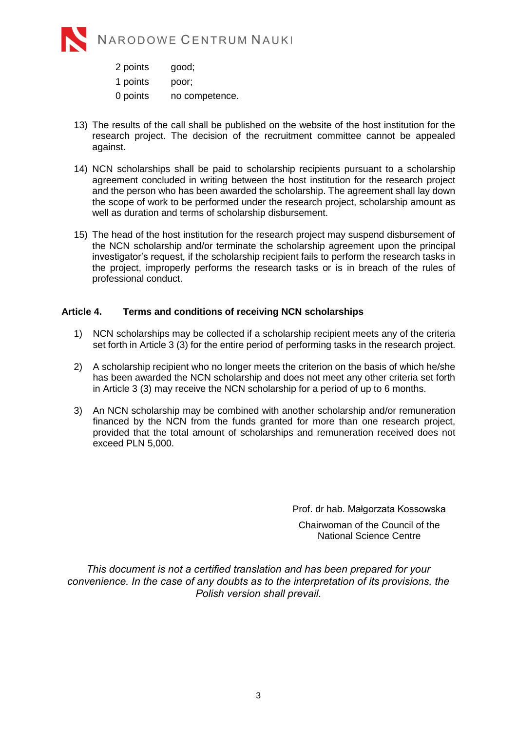| | |
|---|---|
| 2 points | good; |
| 1 points | poor; |
| 0 points | no competence. |

13) The results of the call shall be published on the website of the host institution for the research project. The decision of the recruitment committee cannot be appealed against.

14) NCN scholarships shall be paid to scholarship recipients pursuant to a scholarship agreement concluded in writing between the host institution for the research project and the person who has been awarded the scholarship. The agreement shall lay down the scope of work to be performed under the research project, scholarship amount as well as duration and terms of scholarship disbursement.

15) The head of the host institution for the research project may suspend disbursement of the NCN scholarship and/or terminate the scholarship agreement upon the principal investigator's request, if the scholarship recipient fails to perform the research tasks in the project, improperly performs the research tasks or is in breach of the rules of professional conduct.

## Article 4. Terms and conditions of receiving NCN scholarships

1) NCN scholarships may be collected if a scholarship recipient meets any of the criteria set forth in Article 3 (3) for the entire period of performing tasks in the research project.

2) A scholarship recipient who no longer meets the criterion on the basis of which he/she has been awarded the NCN scholarship and does not meet any other criteria set forth in Article 3 (3) may receive the NCN scholarship for a period of up to 6 months.

3) An NCN scholarship may be combined with another scholarship and/or remuneration financed by the NCN from the funds granted for more than one research project, provided that the total amount of scholarships and remuneration received does not exceed PLN 5,000.

Prof. dr hab. Małgorzata Kossowska

Chairwoman of the Council of the National Science Centre

*This document is not a certified translation and has been prepared for your convenience. In the case of any doubts as to the interpretation of its provisions, the Polish version shall prevail.*